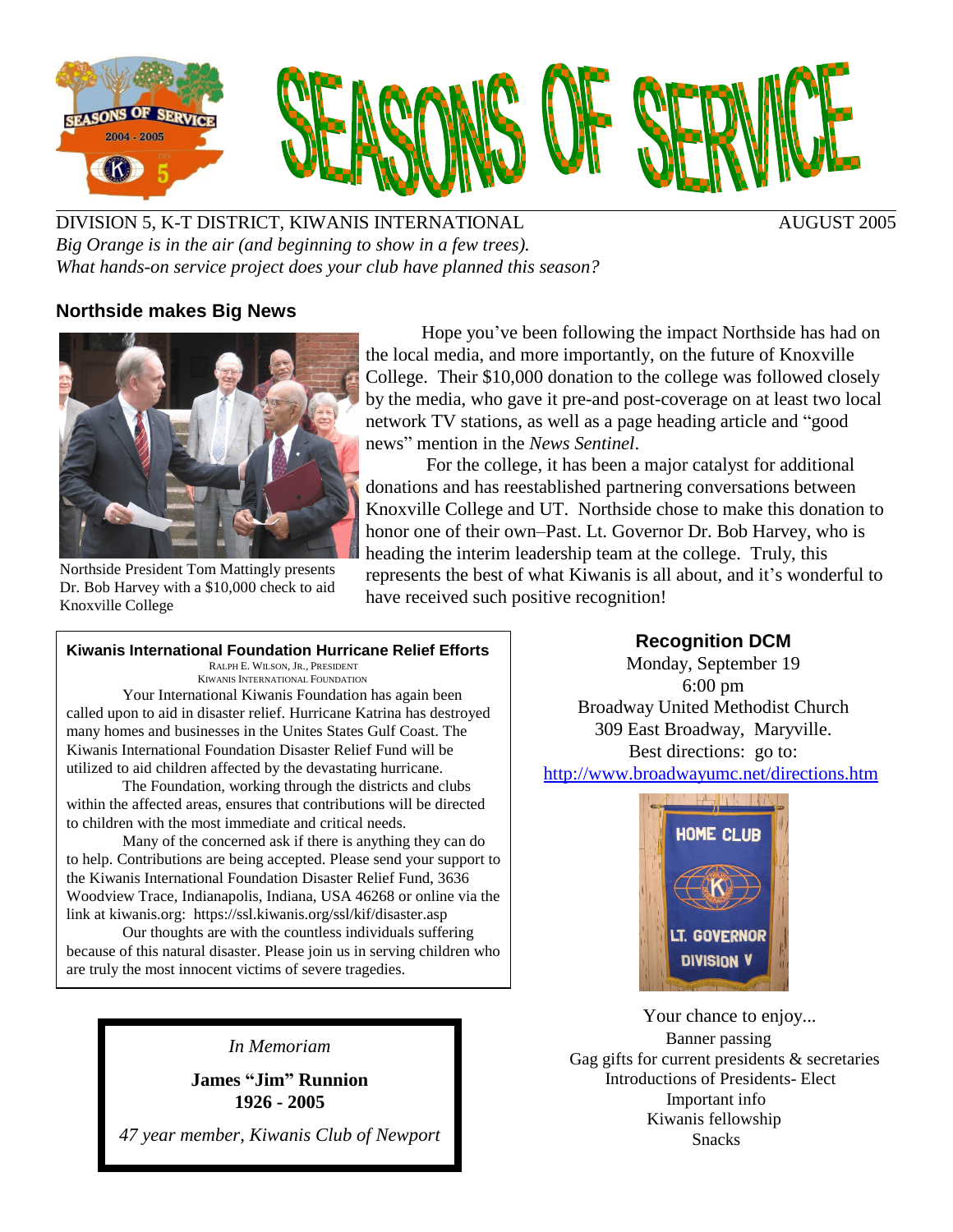# SEASONS OF SERVICE

DIVISION 5, K-T DISTRICT, KIWANIS INTERNATIONAL AUGUST 2005

*Big Orange is in the air (and beginning to show in a few trees).*
*What hands-on service project does your club have planned this season?*

## Northside makes Big News

Northside President Tom Mattingly presents Dr. Bob Harvey with a $10,000 check to aid Knoxville College

Hope you've been following the impact Northside has had on the local media, and more importantly, on the future of Knoxville College. Their $10,000 donation to the college was followed closely by the media, who gave it pre-and post-coverage on at least two local network TV stations, as well as a page heading article and "good news" mention in the *News Sentinel*.

For the college, it has been a major catalyst for additional donations and has reestablished partnering conversations between Knoxville College and UT. Northside chose to make this donation to honor one of their own–Past. Lt. Governor Dr. Bob Harvey, who is heading the interim leadership team at the college. Truly, this represents the best of what Kiwanis is all about, and it's wonderful to have received such positive recognition!

### Kiwanis International Foundation Hurricane Relief Efforts

RALPH E. WILSON, JR., PRESIDENT
KIWANIS INTERNATIONAL FOUNDATION

Your International Kiwanis Foundation has again been called upon to aid in disaster relief. Hurricane Katrina has destroyed many homes and businesses in the Unites States Gulf Coast. The Kiwanis International Foundation Disaster Relief Fund will be utilized to aid children affected by the devastating hurricane.

The Foundation, working through the districts and clubs within the affected areas, ensures that contributions will be directed to children with the most immediate and critical needs.

Many of the concerned ask if there is anything they can do to help. Contributions are being accepted. Please send your support to the Kiwanis International Foundation Disaster Relief Fund, 3636 Woodview Trace, Indianapolis, Indiana, USA 46268 or online via the link at kiwanis.org: https://ssl.kiwanis.org/ssl/kif/disaster.asp

Our thoughts are with the countless individuals suffering because of this natural disaster. Please join us in serving children who are truly the most innocent victims of severe tragedies.

### Recognition DCM

Monday, September 19
6:00 pm
Broadway United Methodist Church
309 East Broadway, Maryville.
Best directions: go to:
http://www.broadwayumc.net/directions.htm

Your chance to enjoy...
Banner passing
Gag gifts for current presidents & secretaries
Introductions of Presidents- Elect
Important info
Kiwanis fellowship
Snacks

*In Memoriam*

**James "Jim" Runnion**
**1926 - 2005**

*47 year member, Kiwanis Club of Newport*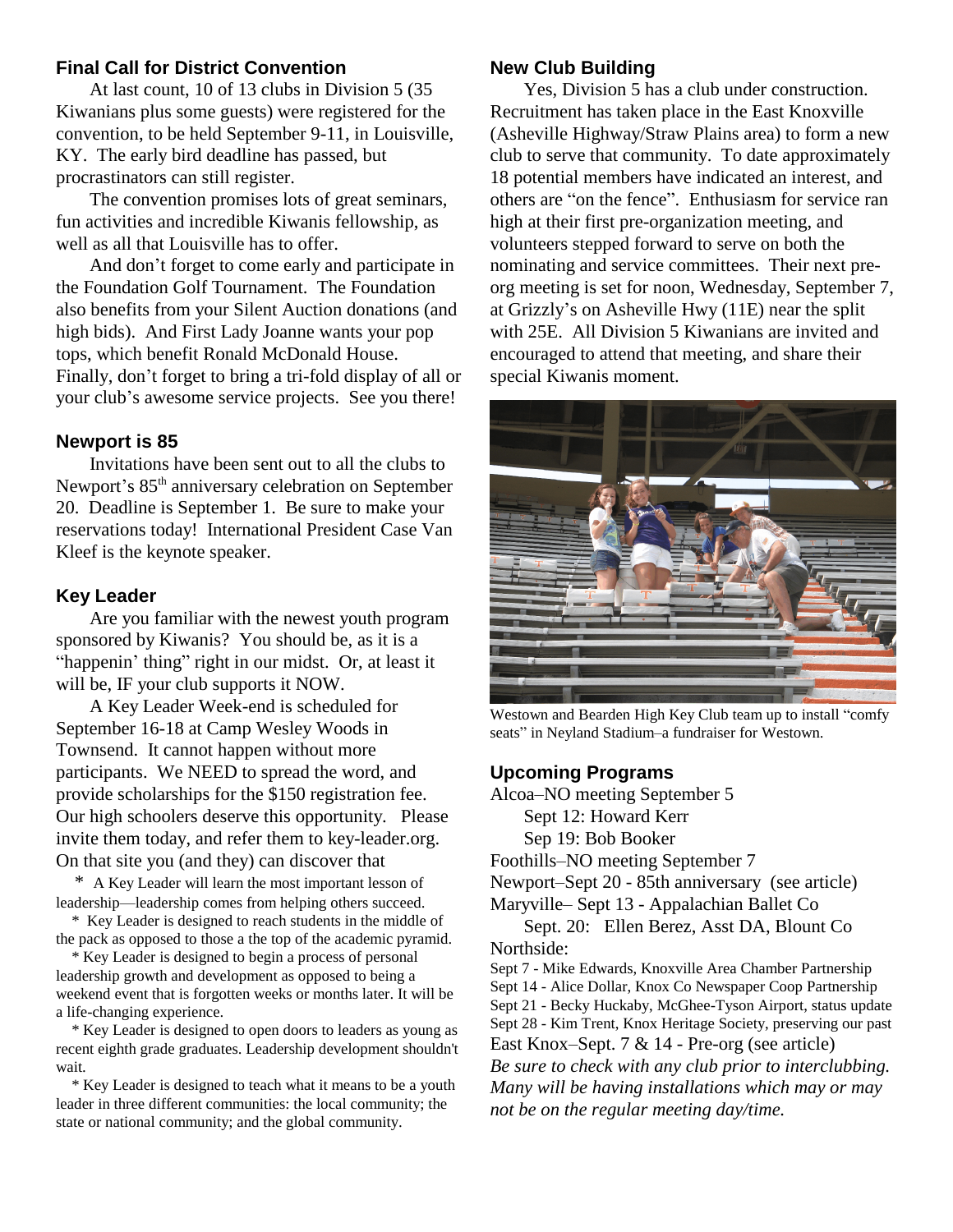### Final Call for District Convention

At last count, 10 of 13 clubs in Division 5 (35 Kiwanians plus some guests) were registered for the convention, to be held September 9-11, in Louisville, KY. The early bird deadline has passed, but procrastinators can still register.

The convention promises lots of great seminars, fun activities and incredible Kiwanis fellowship, as well as all that Louisville has to offer.

And don't forget to come early and participate in the Foundation Golf Tournament. The Foundation also benefits from your Silent Auction donations (and high bids). And First Lady Joanne wants your pop tops, which benefit Ronald McDonald House. Finally, don't forget to bring a tri-fold display of all or your club's awesome service projects. See you there!

### Newport is 85

Invitations have been sent out to all the clubs to Newport's 85th anniversary celebration on September 20. Deadline is September 1. Be sure to make your reservations today! International President Case Van Kleef is the keynote speaker.

### Key Leader

Are you familiar with the newest youth program sponsored by Kiwanis? You should be, as it is a "happenin' thing" right in our midst. Or, at least it will be, IF your club supports it NOW.

A Key Leader Week-end is scheduled for September 16-18 at Camp Wesley Woods in Townsend. It cannot happen without more participants. We NEED to spread the word, and provide scholarships for the $150 registration fee. Our high schoolers deserve this opportunity. Please invite them today, and refer them to key-leader.org. On that site you (and they) can discover that

- A Key Leader will learn the most important lesson of leadership—leadership comes from helping others succeed.
- Key Leader is designed to reach students in the middle of the pack as opposed to those a the top of the academic pyramid.
- Key Leader is designed to begin a process of personal leadership growth and development as opposed to being a weekend event that is forgotten weeks or months later. It will be a life-changing experience.
- Key Leader is designed to open doors to leaders as young as recent eighth grade graduates. Leadership development shouldn't wait.
- Key Leader is designed to teach what it means to be a youth leader in three different communities: the local community; the state or national community; and the global community.

### New Club Building

Yes, Division 5 has a club under construction. Recruitment has taken place in the East Knoxville (Asheville Highway/Straw Plains area) to form a new club to serve that community. To date approximately 18 potential members have indicated an interest, and others are "on the fence". Enthusiasm for service ran high at their first pre-organization meeting, and volunteers stepped forward to serve on both the nominating and service committees. Their next pre-org meeting is set for noon, Wednesday, September 7, at Grizzly's on Asheville Hwy (11E) near the split with 25E. All Division 5 Kiwanians are invited and encouraged to attend that meeting, and share their special Kiwanis moment.

Westown and Bearden High Key Club team up to install "comfy seats" in Neyland Stadium–a fundraiser for Westown.

### Upcoming Programs

Alcoa–NO meeting September 5
Sept 12: Howard Kerr
Sep 19: Bob Booker

Foothills–NO meeting September 7

Newport–Sept 20 - 85th anniversary (see article)

Maryville– Sept 13 - Appalachian Ballet Co
Sept. 20: Ellen Berez, Asst DA, Blount Co

Northside:
Sept 7 - Mike Edwards, Knoxville Area Chamber Partnership
Sept 14 - Alice Dollar, Knox Co Newspaper Coop Partnership
Sept 21 - Becky Huckaby, McGhee-Tyson Airport, status update
Sept 28 - Kim Trent, Knox Heritage Society, preserving our past

East Knox–Sept. 7 & 14 - Pre-org (see article)

*Be sure to check with any club prior to interclubbing. Many will be having installations which may or may not be on the regular meeting day/time.*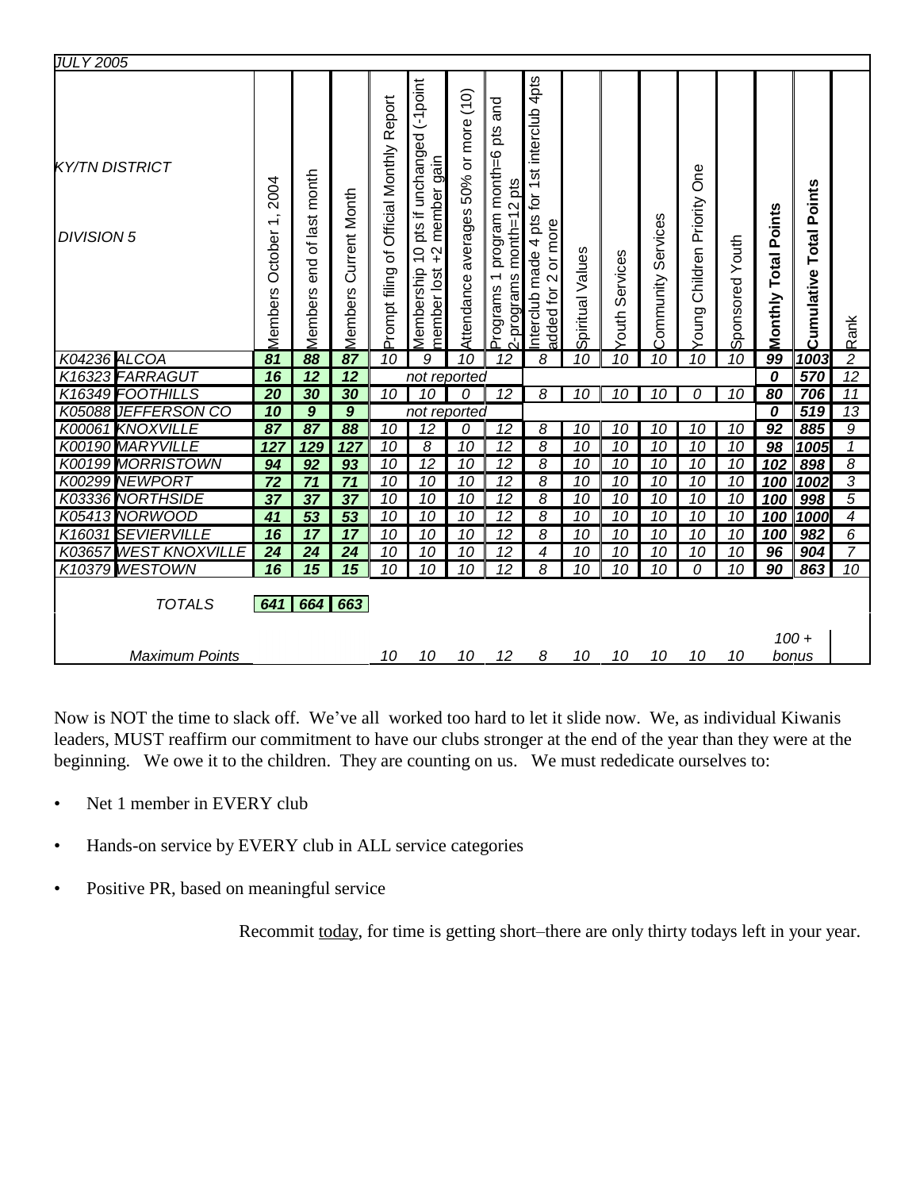| JULY 2005 | | | | | | | | | | | | | | | | | | |
|---|---|---|---|---|---|---|---|---|---|---|---|---|---|---|---|---|---|---|
| KY/TN DISTRICT DIVISION 5 | | Members October 1, 2004 | Members end of last month | Members Current Month | Prompt filing of Official Monthly Report | Membership 10 pts if unchanged (-1point member lost +2 member gain | Attendance averages 50% or more (10) | Programs 1 program month=6 pts and 2-programs month=12 pts | Interclub made 4 pts for 1st interclub 4pts added for 2 or more | Spiritual Values | Youth Services | Community Services | Young Children Priority One | Sponsored Youth | Monthly Total Points | Cumulative Total Points | Rank |
| K04236 | ALCOA | 81 | 88 | 87 | 10 | 9 | 10 | 12 | 8 | 10 | 10 | 10 | 10 | 10 | 99 | 1003 | 2 |
| K16323 | FARRAGUT | 16 | 12 | 12 | | not reported | | | | | | | | | 0 | 570 | 12 |
| K16349 | FOOTHILLS | 20 | 30 | 30 | 10 | 10 | 0 | 12 | 8 | 10 | 10 | 10 | 0 | 10 | 80 | 706 | 11 |
| K05088 | JEFFERSON CO | 10 | 9 | 9 | | not reported | | | | | | | | | 0 | 519 | 13 |
| K00061 | KNOXVILLE | 87 | 87 | 88 | 10 | 12 | 0 | 12 | 8 | 10 | 10 | 10 | 10 | 10 | 92 | 885 | 9 |
| K00190 | MARYVILLE | 127 | 129 | 127 | 10 | 8 | 10 | 12 | 8 | 10 | 10 | 10 | 10 | 10 | 98 | 1005 | 1 |
| K00199 | MORRISTOWN | 94 | 92 | 93 | 10 | 12 | 10 | 12 | 8 | 10 | 10 | 10 | 10 | 10 | 102 | 898 | 8 |
| K00299 | NEWPORT | 72 | 71 | 71 | 10 | 10 | 10 | 12 | 8 | 10 | 10 | 10 | 10 | 10 | 100 | 1002 | 3 |
| K03336 | NORTHSIDE | 37 | 37 | 37 | 10 | 10 | 10 | 12 | 8 | 10 | 10 | 10 | 10 | 10 | 100 | 998 | 5 |
| K05413 | NORWOOD | 41 | 53 | 53 | 10 | 10 | 10 | 12 | 8 | 10 | 10 | 10 | 10 | 10 | 100 | 1000 | 4 |
| K16031 | SEVIERVILLE | 16 | 17 | 17 | 10 | 10 | 10 | 12 | 8 | 10 | 10 | 10 | 10 | 10 | 100 | 982 | 6 |
| K03657 | WEST KNOXVILLE | 24 | 24 | 24 | 10 | 10 | 10 | 12 | 4 | 10 | 10 | 10 | 10 | 10 | 96 | 904 | 7 |
| K10379 | WESTOWN | 16 | 15 | 15 | 10 | 10 | 10 | 12 | 8 | 10 | 10 | 10 | 0 | 10 | 90 | 863 | 10 |
| | TOTALS | 641 | 664 | 663 | | | | | | | | | | | | | |
| | Maximum Points | | | | 10 | 10 | 10 | 12 | 8 | 10 | 10 | 10 | 10 | 10 | 100 + bonus | | |

Now is NOT the time to slack off. We've all worked too hard to let it slide now. We, as individual Kiwanis leaders, MUST reaffirm our commitment to have our clubs stronger at the end of the year than they were at the beginning. We owe it to the children. They are counting on us. We must rededicate ourselves to:

- Net 1 member in EVERY club
- Hands-on service by EVERY club in ALL service categories
- Positive PR, based on meaningful service

Recommit today, for time is getting short–there are only thirty todays left in your year.